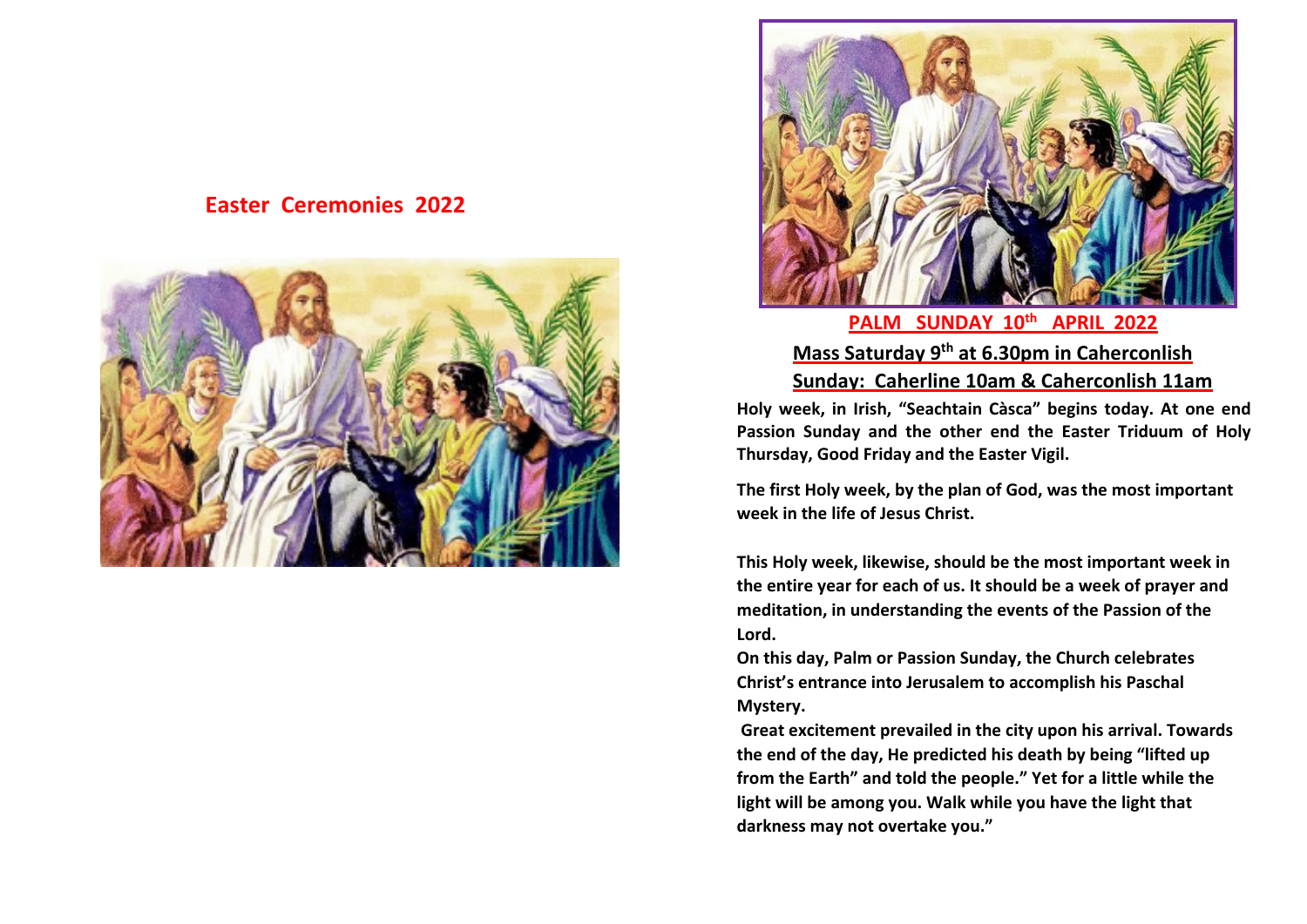# Easter Ceremonies 2022

## PALM SUNDAY 10th APRIL 2022

**Mass Saturday 9th at 6.30pm in Caherconlish**

**Sunday: Caherline 10am & Caherconlish 11am**

**Holy week, in Irish, "Seachtain Càsca" begins today. At one end Passion Sunday and the other end the Easter Triduum of Holy Thursday, Good Friday and the Easter Vigil.**

**The first Holy week, by the plan of God, was the most important week in the life of Jesus Christ.**

**This Holy week, likewise, should be the most important week in the entire year for each of us. It should be a week of prayer and meditation, in understanding the events of the Passion of the Lord.**

**On this day, Palm or Passion Sunday, the Church celebrates Christ's entrance into Jerusalem to accomplish his Paschal Mystery.**

**Great excitement prevailed in the city upon his arrival. Towards the end of the day, He predicted his death by being "lifted up from the Earth" and told the people." Yet for a little while the light will be among you. Walk while you have the light that darkness may not overtake you."**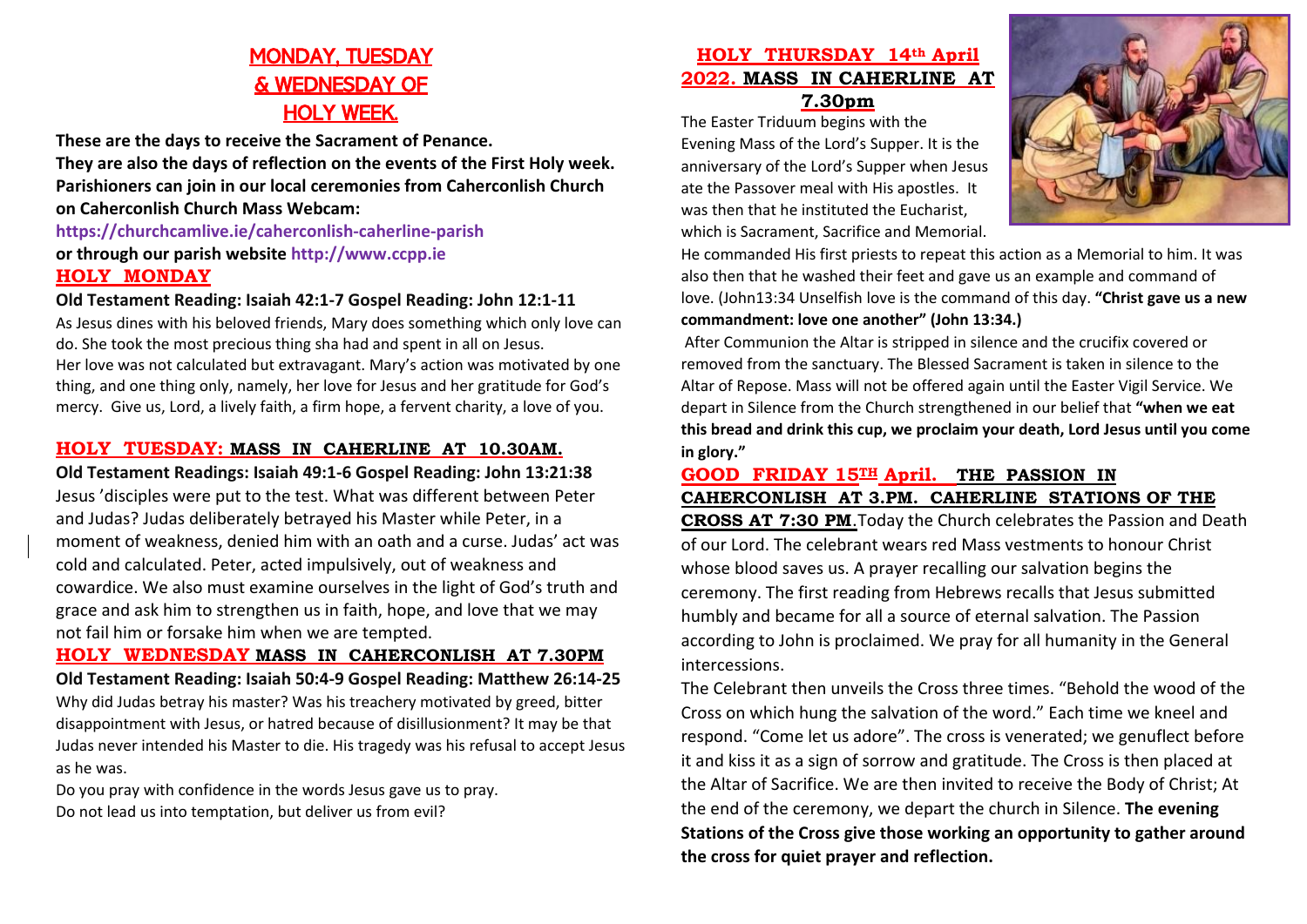## MONDAY, TUESDAY & WEDNESDAY OF HOLY WEEK.

**These are the days to receive the Sacrament of Penance.**
**They are also the days of reflection on the events of the First Holy week.**
**Parishioners can join in our local ceremonies from Caherconlish Church on Caherconlish Church Mass Webcam:**
**https://churchcamlive.ie/caherconlish-caherline-parish**
**or through our parish website http://www.ccpp.ie**

### HOLY MONDAY

**Old Testament Reading: Isaiah 42:1-7 Gospel Reading: John 12:1-11**

As Jesus dines with his beloved friends, Mary does something which only love can do. She took the most precious thing sha had and spent in all on Jesus.
Her love was not calculated but extravagant. Mary's action was motivated by one thing, and one thing only, namely, her love for Jesus and her gratitude for God's mercy. Give us, Lord, a lively faith, a firm hope, a fervent charity, a love of you.

### HOLY TUESDAY: MASS IN CAHERLINE AT 10.30AM.

**Old Testament Readings: Isaiah 49:1-6 Gospel Reading: John 13:21:38**

Jesus 'disciples were put to the test. What was different between Peter and Judas? Judas deliberately betrayed his Master while Peter, in a moment of weakness, denied him with an oath and a curse. Judas' act was cold and calculated. Peter, acted impulsively, out of weakness and cowardice. We also must examine ourselves in the light of God's truth and grace and ask him to strengthen us in faith, hope, and love that we may not fail him or forsake him when we are tempted.

### HOLY WEDNESDAY MASS IN CAHERCONLISH AT 7.30PM

**Old Testament Reading: Isaiah 50:4-9 Gospel Reading: Matthew 26:14-25**

Why did Judas betray his master? Was his treachery motivated by greed, bitter disappointment with Jesus, or hatred because of disillusionment? It may be that Judas never intended his Master to die. His tragedy was his refusal to accept Jesus as he was.

Do you pray with confidence in the words Jesus gave us to pray.
Do not lead us into temptation, but deliver us from evil?

### HOLY THURSDAY 14th April 2022. MASS IN CAHERLINE AT 7.30pm

The Easter Triduum begins with the Evening Mass of the Lord's Supper. It is the anniversary of the Lord's Supper when Jesus ate the Passover meal with His apostles. It was then that he instituted the Eucharist, which is Sacrament, Sacrifice and Memorial. He commanded His first priests to repeat this action as a Memorial to him. It was also then that he washed their feet and gave us an example and command of love. (John13:34 Unselfish love is the command of this day. **"Christ gave us a new commandment: love one another" (John 13:34.)**

After Communion the Altar is stripped in silence and the crucifix covered or removed from the sanctuary. The Blessed Sacrament is taken in silence to the Altar of Repose. Mass will not be offered again until the Easter Vigil Service. We depart in Silence from the Church strengthened in our belief that **"when we eat this bread and drink this cup, we proclaim your death, Lord Jesus until you come in glory."**

### GOOD FRIDAY 15TH April. THE PASSION IN CAHERCONLISH AT 3.PM. CAHERLINE STATIONS OF THE CROSS AT 7:30 PM.

Today the Church celebrates the Passion and Death of our Lord. The celebrant wears red Mass vestments to honour Christ whose blood saves us. A prayer recalling our salvation begins the ceremony. The first reading from Hebrews recalls that Jesus submitted humbly and became for all a source of eternal salvation. The Passion according to John is proclaimed. We pray for all humanity in the General intercessions.

The Celebrant then unveils the Cross three times. "Behold the wood of the Cross on which hung the salvation of the word." Each time we kneel and respond. "Come let us adore". The cross is venerated; we genuflect before it and kiss it as a sign of sorrow and gratitude. The Cross is then placed at the Altar of Sacrifice. We are then invited to receive the Body of Christ; At the end of the ceremony, we depart the church in Silence. **The evening Stations of the Cross give those working an opportunity to gather around the cross for quiet prayer and reflection.**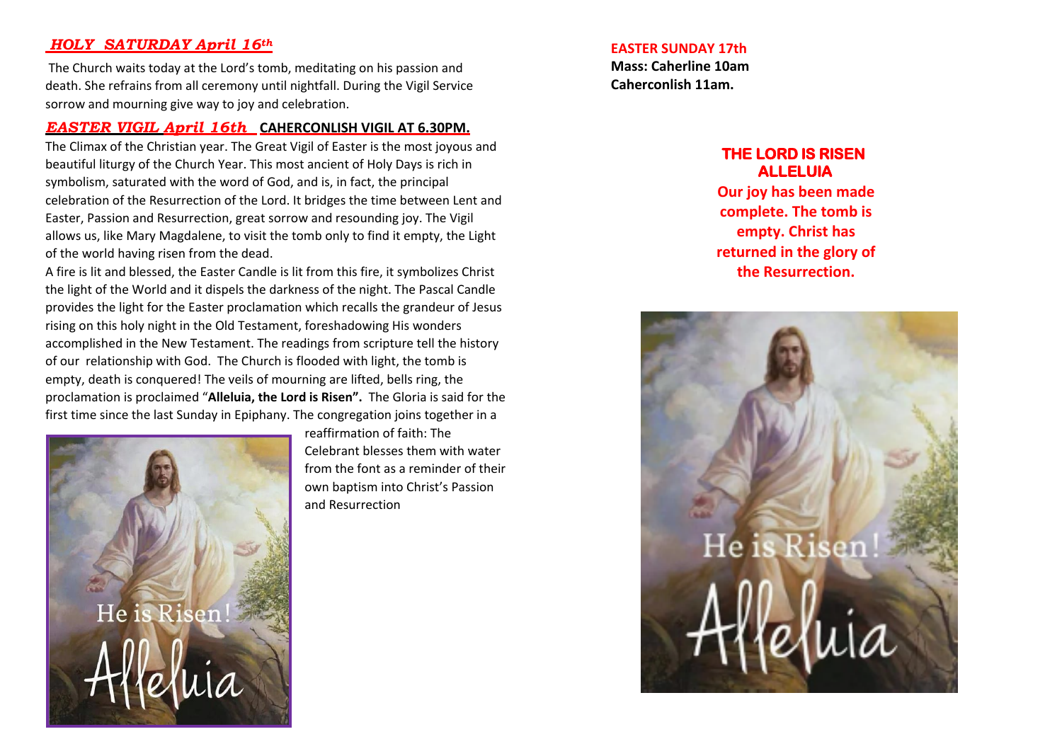## *HOLY SATURDAY April 16th*

The Church waits today at the Lord's tomb, meditating on his passion and death. She refrains from all ceremony until nightfall. During the Vigil Service sorrow and mourning give way to joy and celebration.

## *EASTER VIGIL April 16th* **CAHERCONLISH VIGIL AT 6.30PM.**

The Climax of the Christian year. The Great Vigil of Easter is the most joyous and beautiful liturgy of the Church Year. This most ancient of Holy Days is rich in symbolism, saturated with the word of God, and is, in fact, the principal celebration of the Resurrection of the Lord. It bridges the time between Lent and Easter, Passion and Resurrection, great sorrow and resounding joy. The Vigil allows us, like Mary Magdalene, to visit the tomb only to find it empty, the Light of the world having risen from the dead.

A fire is lit and blessed, the Easter Candle is lit from this fire, it symbolizes Christ the light of the World and it dispels the darkness of the night. The Pascal Candle provides the light for the Easter proclamation which recalls the grandeur of Jesus rising on this holy night in the Old Testament, foreshadowing His wonders accomplished in the New Testament. The readings from scripture tell the history of our relationship with God. The Church is flooded with light, the tomb is empty, death is conquered! The veils of mourning are lifted, bells ring, the proclamation is proclaimed "**Alleluia, the Lord is Risen".** The Gloria is said for the first time since the last Sunday in Epiphany. The congregation joins together in a reaffirmation of faith: The Celebrant blesses them with water from the font as a reminder of their own baptism into Christ's Passion and Resurrection

**EASTER SUNDAY 17th**
**Mass: Caherline 10am**
**Caherconlish 11am.**

**THE LORD IS RISEN ALLELUIA**

**Our joy has been made complete. The tomb is empty. Christ has returned in the glory of the Resurrection.**